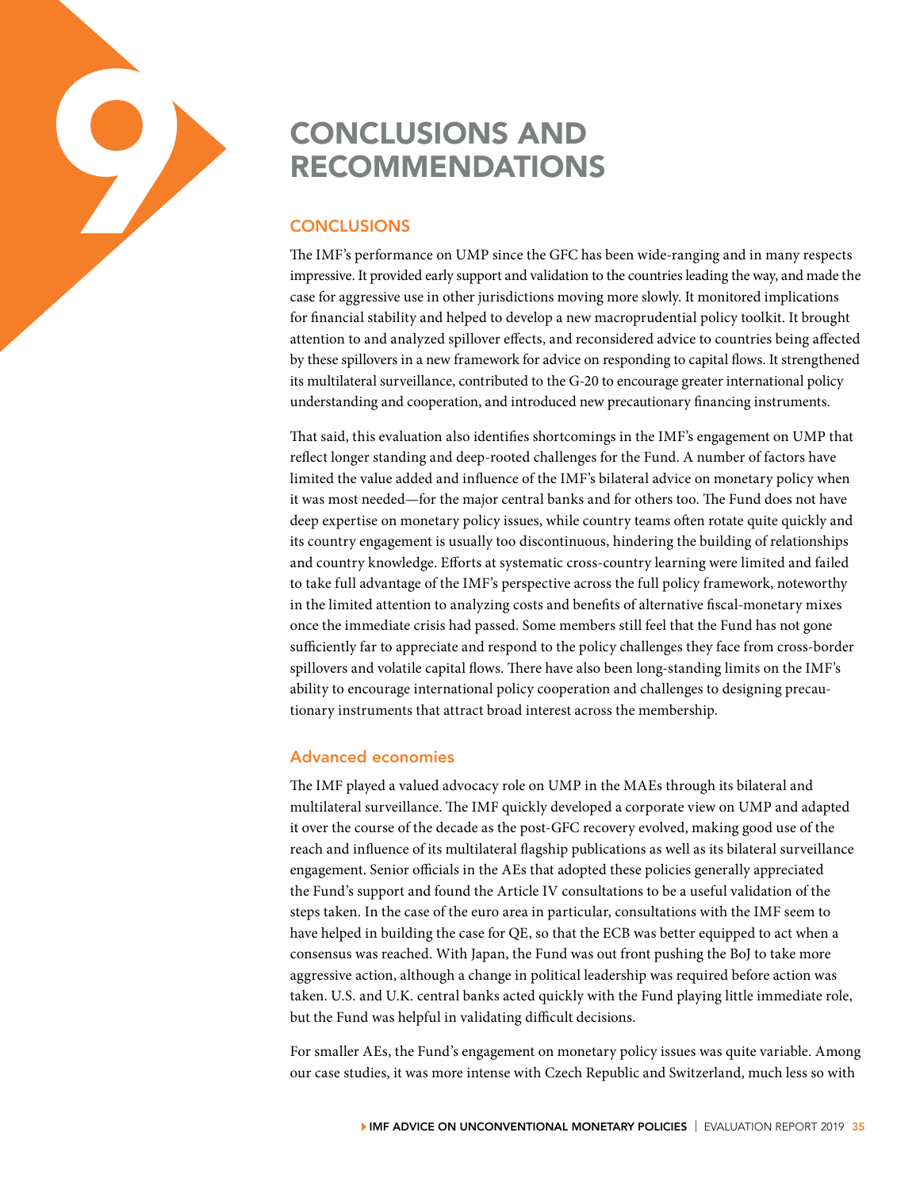# 9 CONCLUSIONS AND RECOMMENDATIONS

## CONCLUSIONS

The IMF's performance on UMP since the GFC has been wide-ranging and in many respects impressive. It provided early support and validation to the countries leading the way, and made the case for aggressive use in other jurisdictions moving more slowly. It monitored implications for financial stability and helped to develop a new macroprudential policy toolkit. It brought attention to and analyzed spillover effects, and reconsidered advice to countries being affected by these spillovers in a new framework for advice on responding to capital flows. It strengthened its multilateral surveillance, contributed to the G-20 to encourage greater international policy understanding and cooperation, and introduced new precautionary financing instruments.

That said, this evaluation also identifies shortcomings in the IMF's engagement on UMP that reflect longer standing and deep-rooted challenges for the Fund. A number of factors have limited the value added and influence of the IMF's bilateral advice on monetary policy when it was most needed—for the major central banks and for others too. The Fund does not have deep expertise on monetary policy issues, while country teams often rotate quite quickly and its country engagement is usually too discontinuous, hindering the building of relationships and country knowledge. Efforts at systematic cross-country learning were limited and failed to take full advantage of the IMF's perspective across the full policy framework, noteworthy in the limited attention to analyzing costs and benefits of alternative fiscal-monetary mixes once the immediate crisis had passed. Some members still feel that the Fund has not gone sufficiently far to appreciate and respond to the policy challenges they face from cross-border spillovers and volatile capital flows. There have also been long-standing limits on the IMF's ability to encourage international policy cooperation and challenges to designing precautionary instruments that attract broad interest across the membership.

### Advanced economies

The IMF played a valued advocacy role on UMP in the MAEs through its bilateral and multilateral surveillance. The IMF quickly developed a corporate view on UMP and adapted it over the course of the decade as the post-GFC recovery evolved, making good use of the reach and influence of its multilateral flagship publications as well as its bilateral surveillance engagement. Senior officials in the AEs that adopted these policies generally appreciated the Fund's support and found the Article IV consultations to be a useful validation of the steps taken. In the case of the euro area in particular, consultations with the IMF seem to have helped in building the case for QE, so that the ECB was better equipped to act when a consensus was reached. With Japan, the Fund was out front pushing the BoJ to take more aggressive action, although a change in political leadership was required before action was taken. U.S. and U.K. central banks acted quickly with the Fund playing little immediate role, but the Fund was helpful in validating difficult decisions.

For smaller AEs, the Fund's engagement on monetary policy issues was quite variable. Among our case studies, it was more intense with Czech Republic and Switzerland, much less so with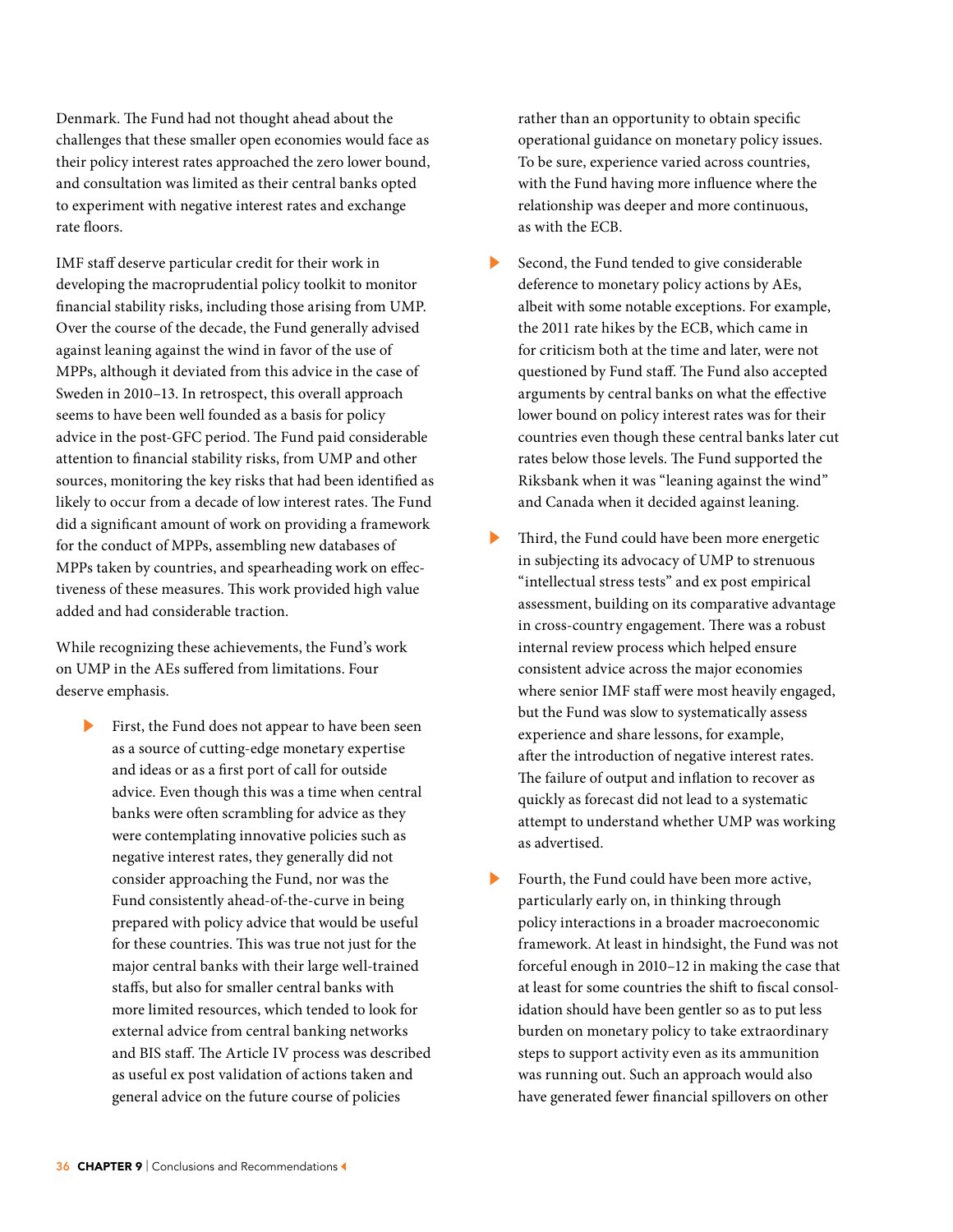Denmark. The Fund had not thought ahead about the challenges that these smaller open economies would face as their policy interest rates approached the zero lower bound, and consultation was limited as their central banks opted to experiment with negative interest rates and exchange rate floors.

IMF staff deserve particular credit for their work in developing the macroprudential policy toolkit to monitor financial stability risks, including those arising from UMP. Over the course of the decade, the Fund generally advised against leaning against the wind in favor of the use of MPPs, although it deviated from this advice in the case of Sweden in 2010–13. In retrospect, this overall approach seems to have been well founded as a basis for policy advice in the post-GFC period. The Fund paid considerable attention to financial stability risks, from UMP and other sources, monitoring the key risks that had been identified as likely to occur from a decade of low interest rates. The Fund did a significant amount of work on providing a framework for the conduct of MPPs, assembling new databases of MPPs taken by countries, and spearheading work on effectiveness of these measures. This work provided high value added and had considerable traction.

While recognizing these achievements, the Fund's work on UMP in the AEs suffered from limitations. Four deserve emphasis.

- First, the Fund does not appear to have been seen as a source of cutting-edge monetary expertise and ideas or as a first port of call for outside advice. Even though this was a time when central banks were often scrambling for advice as they were contemplating innovative policies such as negative interest rates, they generally did not consider approaching the Fund, nor was the Fund consistently ahead-of-the-curve in being prepared with policy advice that would be useful for these countries. This was true not just for the major central banks with their large well-trained staffs, but also for smaller central banks with more limited resources, which tended to look for external advice from central banking networks and BIS staff. The Article IV process was described as useful ex post validation of actions taken and general advice on the future course of policies rather than an opportunity to obtain specific operational guidance on monetary policy issues. To be sure, experience varied across countries, with the Fund having more influence where the relationship was deeper and more continuous, as with the ECB.

- Second, the Fund tended to give considerable deference to monetary policy actions by AEs, albeit with some notable exceptions. For example, the 2011 rate hikes by the ECB, which came in for criticism both at the time and later, were not questioned by Fund staff. The Fund also accepted arguments by central banks on what the effective lower bound on policy interest rates was for their countries even though these central banks later cut rates below those levels. The Fund supported the Riksbank when it was "leaning against the wind" and Canada when it decided against leaning.

- Third, the Fund could have been more energetic in subjecting its advocacy of UMP to strenuous "intellectual stress tests" and ex post empirical assessment, building on its comparative advantage in cross-country engagement. There was a robust internal review process which helped ensure consistent advice across the major economies where senior IMF staff were most heavily engaged, but the Fund was slow to systematically assess experience and share lessons, for example, after the introduction of negative interest rates. The failure of output and inflation to recover as quickly as forecast did not lead to a systematic attempt to understand whether UMP was working as advertised.

- Fourth, the Fund could have been more active, particularly early on, in thinking through policy interactions in a broader macroeconomic framework. At least in hindsight, the Fund was not forceful enough in 2010–12 in making the case that at least for some countries the shift to fiscal consolidation should have been gentler so as to put less burden on monetary policy to take extraordinary steps to support activity even as its ammunition was running out. Such an approach would also have generated fewer financial spillovers on other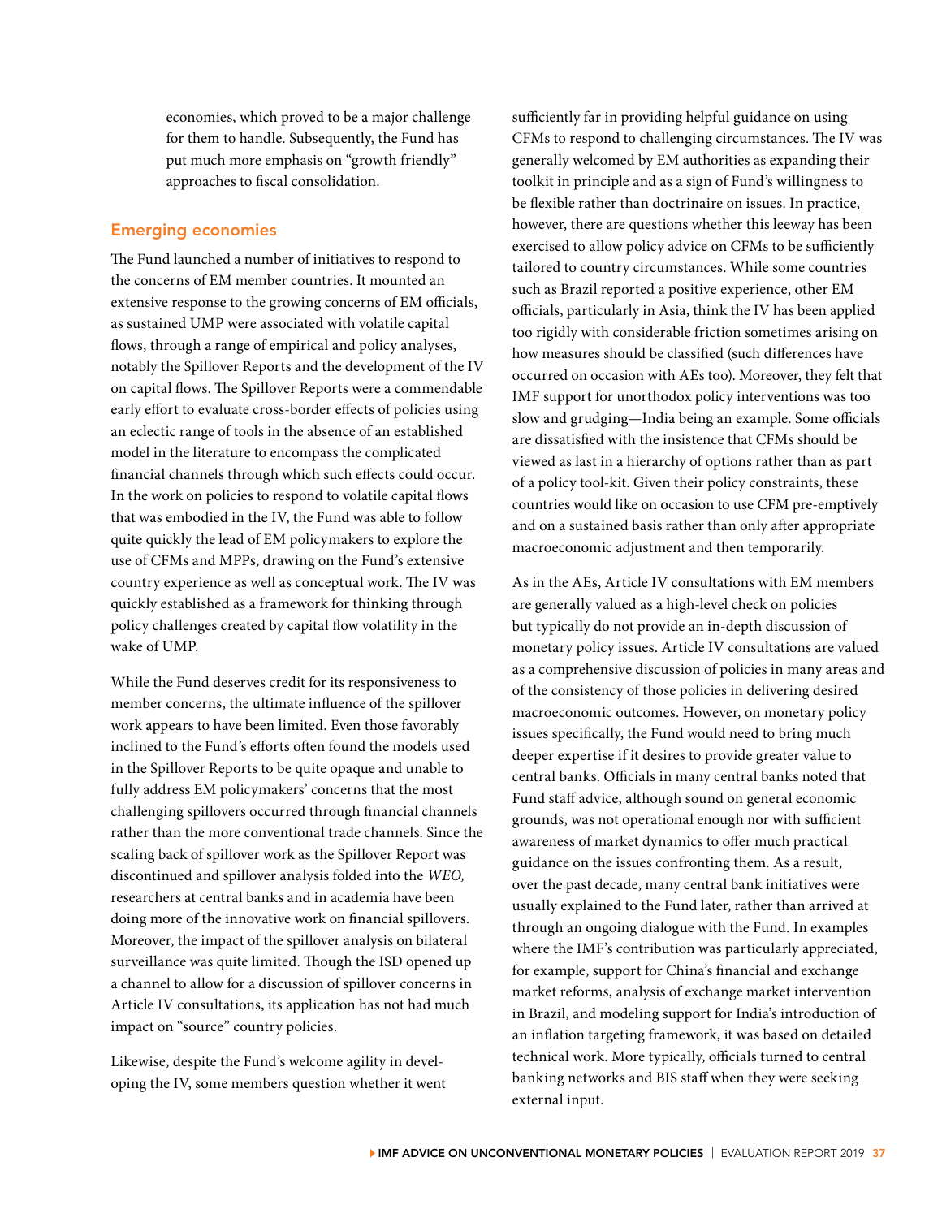economies, which proved to be a major challenge for them to handle. Subsequently, the Fund has put much more emphasis on "growth friendly" approaches to fiscal consolidation.

## Emerging economies

The Fund launched a number of initiatives to respond to the concerns of EM member countries. It mounted an extensive response to the growing concerns of EM officials, as sustained UMP were associated with volatile capital flows, through a range of empirical and policy analyses, notably the Spillover Reports and the development of the IV on capital flows. The Spillover Reports were a commendable early effort to evaluate cross-border effects of policies using an eclectic range of tools in the absence of an established model in the literature to encompass the complicated financial channels through which such effects could occur. In the work on policies to respond to volatile capital flows that was embodied in the IV, the Fund was able to follow quite quickly the lead of EM policymakers to explore the use of CFMs and MPPs, drawing on the Fund's extensive country experience as well as conceptual work. The IV was quickly established as a framework for thinking through policy challenges created by capital flow volatility in the wake of UMP.

While the Fund deserves credit for its responsiveness to member concerns, the ultimate influence of the spillover work appears to have been limited. Even those favorably inclined to the Fund's efforts often found the models used in the Spillover Reports to be quite opaque and unable to fully address EM policymakers' concerns that the most challenging spillovers occurred through financial channels rather than the more conventional trade channels. Since the scaling back of spillover work as the Spillover Report was discontinued and spillover analysis folded into the *WEO,* researchers at central banks and in academia have been doing more of the innovative work on financial spillovers. Moreover, the impact of the spillover analysis on bilateral surveillance was quite limited. Though the ISD opened up a channel to allow for a discussion of spillover concerns in Article IV consultations, its application has not had much impact on "source" country policies.

Likewise, despite the Fund's welcome agility in developing the IV, some members question whether it went sufficiently far in providing helpful guidance on using CFMs to respond to challenging circumstances. The IV was generally welcomed by EM authorities as expanding their toolkit in principle and as a sign of Fund's willingness to be flexible rather than doctrinaire on issues. In practice, however, there are questions whether this leeway has been exercised to allow policy advice on CFMs to be sufficiently tailored to country circumstances. While some countries such as Brazil reported a positive experience, other EM officials, particularly in Asia, think the IV has been applied too rigidly with considerable friction sometimes arising on how measures should be classified (such differences have occurred on occasion with AEs too). Moreover, they felt that IMF support for unorthodox policy interventions was too slow and grudging—India being an example. Some officials are dissatisfied with the insistence that CFMs should be viewed as last in a hierarchy of options rather than as part of a policy tool-kit. Given their policy constraints, these countries would like on occasion to use CFM pre-emptively and on a sustained basis rather than only after appropriate macroeconomic adjustment and then temporarily.

As in the AEs, Article IV consultations with EM members are generally valued as a high-level check on policies but typically do not provide an in-depth discussion of monetary policy issues. Article IV consultations are valued as a comprehensive discussion of policies in many areas and of the consistency of those policies in delivering desired macroeconomic outcomes. However, on monetary policy issues specifically, the Fund would need to bring much deeper expertise if it desires to provide greater value to central banks. Officials in many central banks noted that Fund staff advice, although sound on general economic grounds, was not operational enough nor with sufficient awareness of market dynamics to offer much practical guidance on the issues confronting them. As a result, over the past decade, many central bank initiatives were usually explained to the Fund later, rather than arrived at through an ongoing dialogue with the Fund. In examples where the IMF's contribution was particularly appreciated, for example, support for China's financial and exchange market reforms, analysis of exchange market intervention in Brazil, and modeling support for India's introduction of an inflation targeting framework, it was based on detailed technical work. More typically, officials turned to central banking networks and BIS staff when they were seeking external input.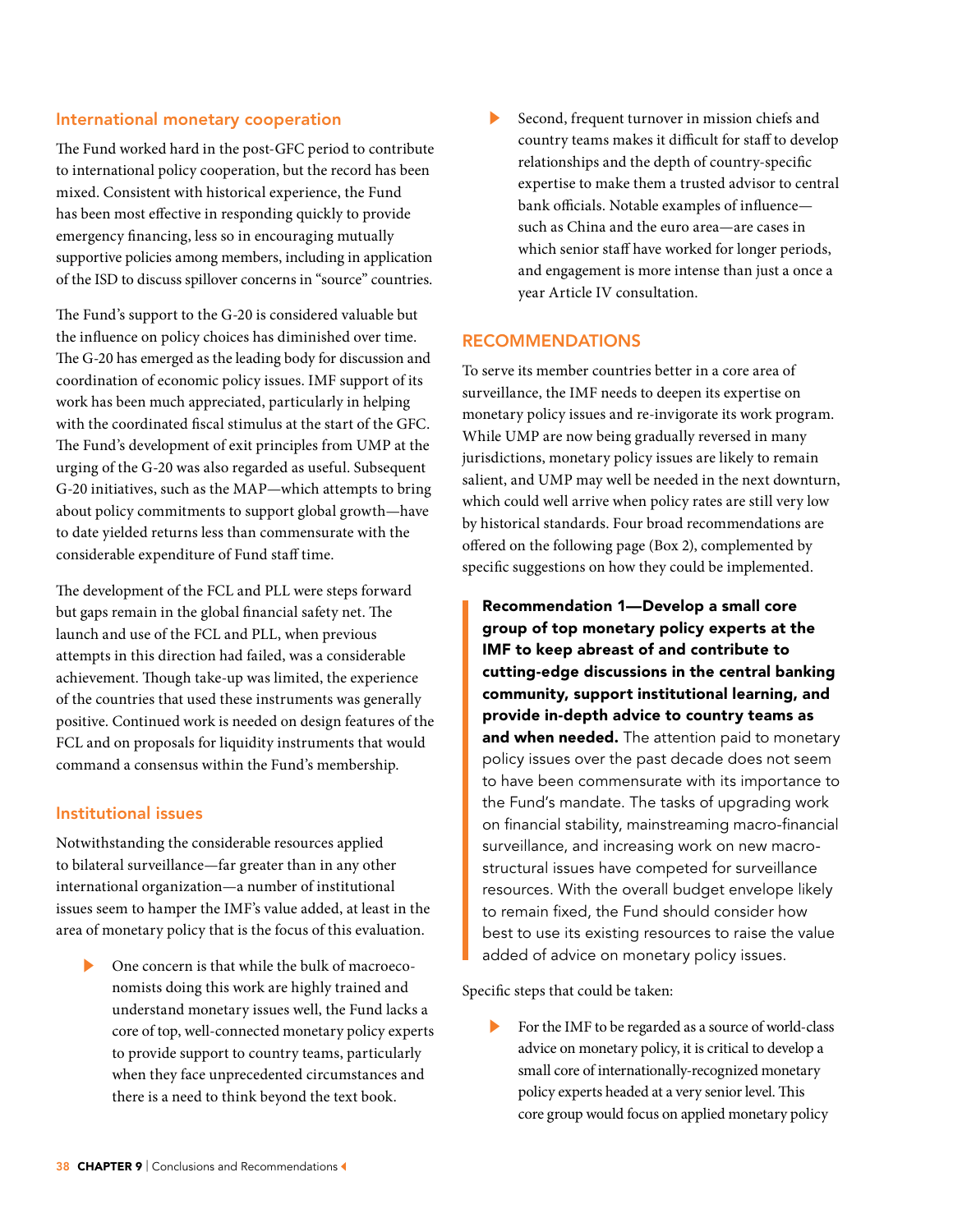### International monetary cooperation

The Fund worked hard in the post-GFC period to contribute to international policy cooperation, but the record has been mixed. Consistent with historical experience, the Fund has been most effective in responding quickly to provide emergency financing, less so in encouraging mutually supportive policies among members, including in application of the ISD to discuss spillover concerns in "source" countries.

The Fund's support to the G-20 is considered valuable but the influence on policy choices has diminished over time. The G-20 has emerged as the leading body for discussion and coordination of economic policy issues. IMF support of its work has been much appreciated, particularly in helping with the coordinated fiscal stimulus at the start of the GFC. The Fund's development of exit principles from UMP at the urging of the G-20 was also regarded as useful. Subsequent G-20 initiatives, such as the MAP—which attempts to bring about policy commitments to support global growth—have to date yielded returns less than commensurate with the considerable expenditure of Fund staff time.

The development of the FCL and PLL were steps forward but gaps remain in the global financial safety net. The launch and use of the FCL and PLL, when previous attempts in this direction had failed, was a considerable achievement. Though take-up was limited, the experience of the countries that used these instruments was generally positive. Continued work is needed on design features of the FCL and on proposals for liquidity instruments that would command a consensus within the Fund's membership.

### Institutional issues

Notwithstanding the considerable resources applied to bilateral surveillance—far greater than in any other international organization—a number of institutional issues seem to hamper the IMF's value added, at least in the area of monetary policy that is the focus of this evaluation.

- One concern is that while the bulk of macroeconomists doing this work are highly trained and understand monetary issues well, the Fund lacks a core of top, well-connected monetary policy experts to provide support to country teams, particularly when they face unprecedented circumstances and there is a need to think beyond the text book.
- Second, frequent turnover in mission chiefs and country teams makes it difficult for staff to develop relationships and the depth of country-specific expertise to make them a trusted advisor to central bank officials. Notable examples of influence—such as China and the euro area—are cases in which senior staff have worked for longer periods, and engagement is more intense than just a once a year Article IV consultation.

## RECOMMENDATIONS

To serve its member countries better in a core area of surveillance, the IMF needs to deepen its expertise on monetary policy issues and re-invigorate its work program. While UMP are now being gradually reversed in many jurisdictions, monetary policy issues are likely to remain salient, and UMP may well be needed in the next downturn, which could well arrive when policy rates are still very low by historical standards. Four broad recommendations are offered on the following page (Box 2), complemented by specific suggestions on how they could be implemented.

> **Recommendation 1—Develop a small core group of top monetary policy experts at the IMF to keep abreast of and contribute to cutting-edge discussions in the central banking community, support institutional learning, and provide in-depth advice to country teams as and when needed.** The attention paid to monetary policy issues over the past decade does not seem to have been commensurate with its importance to the Fund's mandate. The tasks of upgrading work on financial stability, mainstreaming macro-financial surveillance, and increasing work on new macro-structural issues have competed for surveillance resources. With the overall budget envelope likely to remain fixed, the Fund should consider how best to use its existing resources to raise the value added of advice on monetary policy issues.

Specific steps that could be taken:

- For the IMF to be regarded as a source of world-class advice on monetary policy, it is critical to develop a small core of internationally-recognized monetary policy experts headed at a very senior level. This core group would focus on applied monetary policy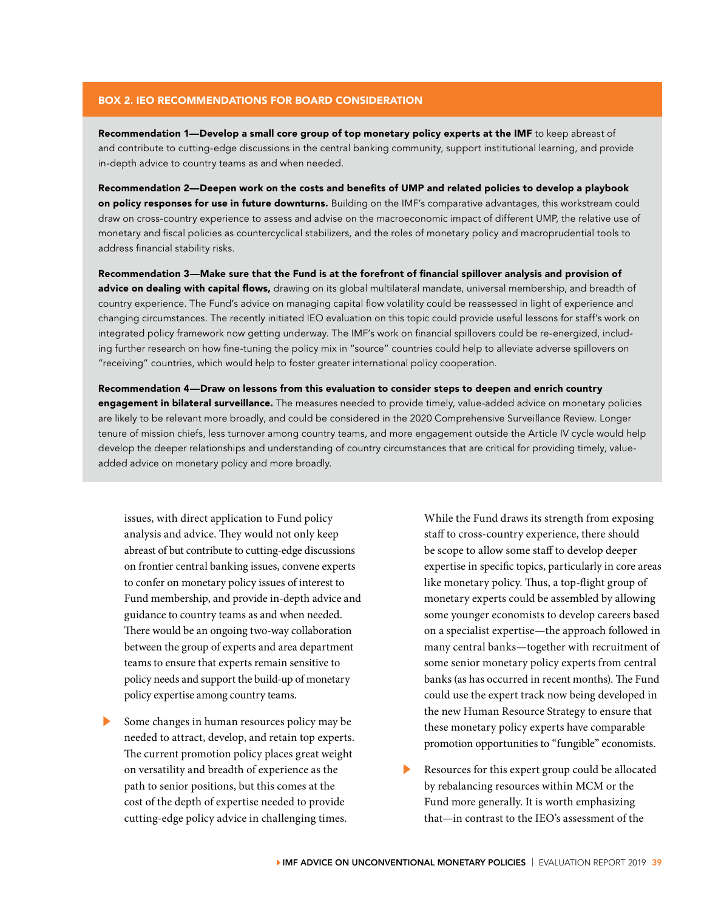## BOX 2. IEO RECOMMENDATIONS FOR BOARD CONSIDERATION

**Recommendation 1—Develop a small core group of top monetary policy experts at the IMF** to keep abreast of and contribute to cutting-edge discussions in the central banking community, support institutional learning, and provide in-depth advice to country teams as and when needed.

**Recommendation 2—Deepen work on the costs and benefits of UMP and related policies to develop a playbook on policy responses for use in future downturns.** Building on the IMF's comparative advantages, this workstream could draw on cross-country experience to assess and advise on the macroeconomic impact of different UMP, the relative use of monetary and fiscal policies as countercyclical stabilizers, and the roles of monetary policy and macroprudential tools to address financial stability risks.

**Recommendation 3—Make sure that the Fund is at the forefront of financial spillover analysis and provision of advice on dealing with capital flows,** drawing on its global multilateral mandate, universal membership, and breadth of country experience. The Fund's advice on managing capital flow volatility could be reassessed in light of experience and changing circumstances. The recently initiated IEO evaluation on this topic could provide useful lessons for staff's work on integrated policy framework now getting underway. The IMF's work on financial spillovers could be re-energized, including further research on how fine-tuning the policy mix in "source" countries could help to alleviate adverse spillovers on "receiving" countries, which would help to foster greater international policy cooperation.

**Recommendation 4—Draw on lessons from this evaluation to consider steps to deepen and enrich country engagement in bilateral surveillance.** The measures needed to provide timely, value-added advice on monetary policies are likely to be relevant more broadly, and could be considered in the 2020 Comprehensive Surveillance Review. Longer tenure of mission chiefs, less turnover among country teams, and more engagement outside the Article IV cycle would help develop the deeper relationships and understanding of country circumstances that are critical for providing timely, value-added advice on monetary policy and more broadly.

issues, with direct application to Fund policy analysis and advice. They would not only keep abreast of but contribute to cutting-edge discussions on frontier central banking issues, convene experts to confer on monetary policy issues of interest to Fund membership, and provide in-depth advice and guidance to country teams as and when needed. There would be an ongoing two-way collaboration between the group of experts and area department teams to ensure that experts remain sensitive to policy needs and support the build-up of monetary policy expertise among country teams.

- Some changes in human resources policy may be needed to attract, develop, and retain top experts. The current promotion policy places great weight on versatility and breadth of experience as the path to senior positions, but this comes at the cost of the depth of expertise needed to provide cutting-edge policy advice in challenging times. While the Fund draws its strength from exposing staff to cross-country experience, there should be scope to allow some staff to develop deeper expertise in specific topics, particularly in core areas like monetary policy. Thus, a top-flight group of monetary experts could be assembled by allowing some younger economists to develop careers based on a specialist expertise—the approach followed in many central banks—together with recruitment of some senior monetary policy experts from central banks (as has occurred in recent months). The Fund could use the expert track now being developed in the new Human Resource Strategy to ensure that these monetary policy experts have comparable promotion opportunities to "fungible" economists.

- Resources for this expert group could be allocated by rebalancing resources within MCM or the Fund more generally. It is worth emphasizing that—in contrast to the IEO's assessment of the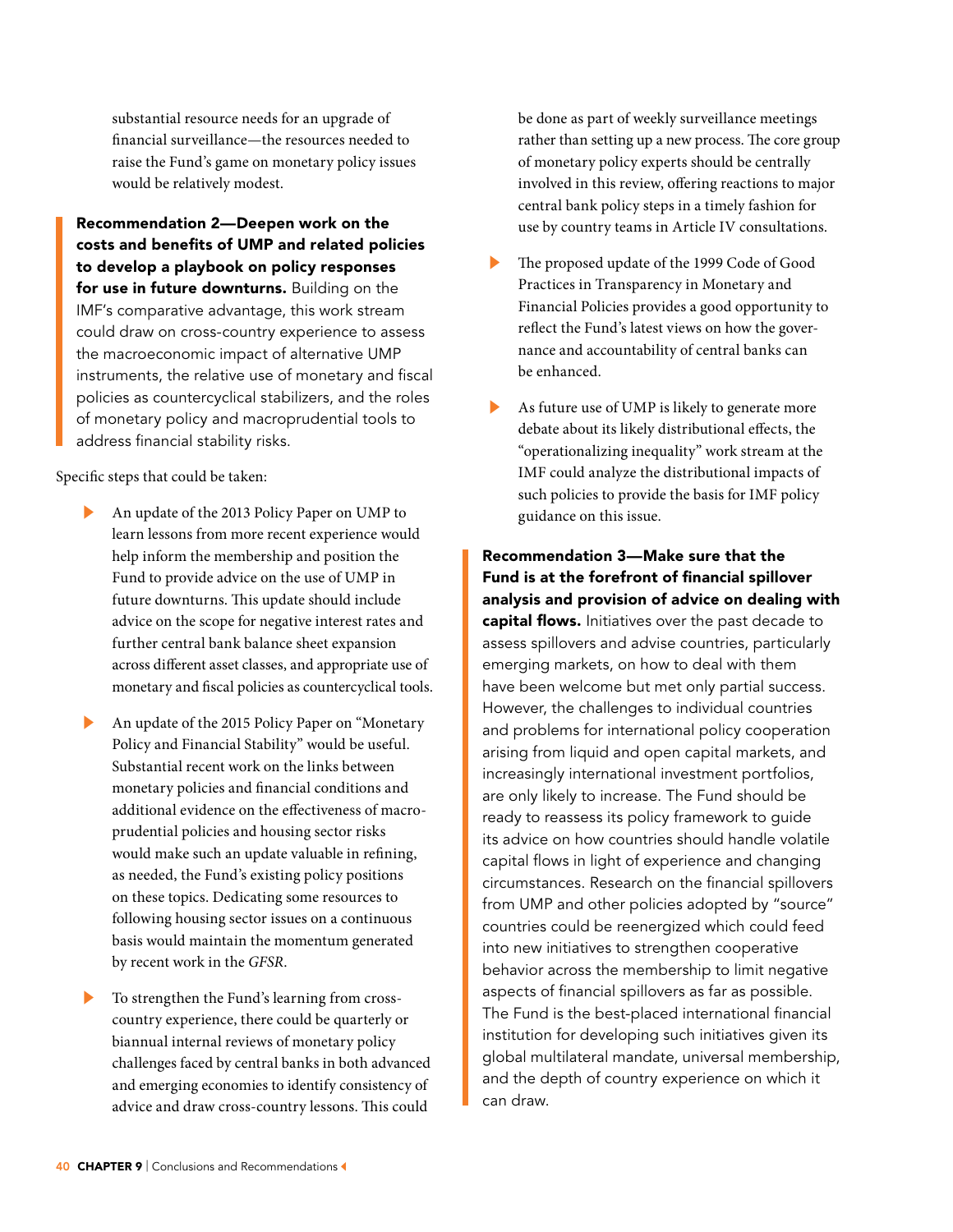substantial resource needs for an upgrade of financial surveillance—the resources needed to raise the Fund's game on monetary policy issues would be relatively modest.

**Recommendation 2—Deepen work on the costs and benefits of UMP and related policies to develop a playbook on policy responses for use in future downturns.** Building on the IMF's comparative advantage, this work stream could draw on cross-country experience to assess the macroeconomic impact of alternative UMP instruments, the relative use of monetary and fiscal policies as countercyclical stabilizers, and the roles of monetary policy and macroprudential tools to address financial stability risks.

Specific steps that could be taken:

- An update of the 2013 Policy Paper on UMP to learn lessons from more recent experience would help inform the membership and position the Fund to provide advice on the use of UMP in future downturns. This update should include advice on the scope for negative interest rates and further central bank balance sheet expansion across different asset classes, and appropriate use of monetary and fiscal policies as countercyclical tools.
- An update of the 2015 Policy Paper on "Monetary Policy and Financial Stability" would be useful. Substantial recent work on the links between monetary policies and financial conditions and additional evidence on the effectiveness of macroprudential policies and housing sector risks would make such an update valuable in refining, as needed, the Fund's existing policy positions on these topics. Dedicating some resources to following housing sector issues on a continuous basis would maintain the momentum generated by recent work in the *GFSR*.
- To strengthen the Fund's learning from cross-country experience, there could be quarterly or biannual internal reviews of monetary policy challenges faced by central banks in both advanced and emerging economies to identify consistency of advice and draw cross-country lessons. This could be done as part of weekly surveillance meetings rather than setting up a new process. The core group of monetary policy experts should be centrally involved in this review, offering reactions to major central bank policy steps in a timely fashion for use by country teams in Article IV consultations.
- The proposed update of the 1999 Code of Good Practices in Transparency in Monetary and Financial Policies provides a good opportunity to reflect the Fund's latest views on how the governance and accountability of central banks can be enhanced.
- As future use of UMP is likely to generate more debate about its likely distributional effects, the "operationalizing inequality" work stream at the IMF could analyze the distributional impacts of such policies to provide the basis for IMF policy guidance on this issue.

**Recommendation 3—Make sure that the Fund is at the forefront of financial spillover analysis and provision of advice on dealing with capital flows.** Initiatives over the past decade to assess spillovers and advise countries, particularly emerging markets, on how to deal with them have been welcome but met only partial success. However, the challenges to individual countries and problems for international policy cooperation arising from liquid and open capital markets, and increasingly international investment portfolios, are only likely to increase. The Fund should be ready to reassess its policy framework to guide its advice on how countries should handle volatile capital flows in light of experience and changing circumstances. Research on the financial spillovers from UMP and other policies adopted by "source" countries could be reenergized which could feed into new initiatives to strengthen cooperative behavior across the membership to limit negative aspects of financial spillovers as far as possible. The Fund is the best-placed international financial institution for developing such initiatives given its global multilateral mandate, universal membership, and the depth of country experience on which it can draw.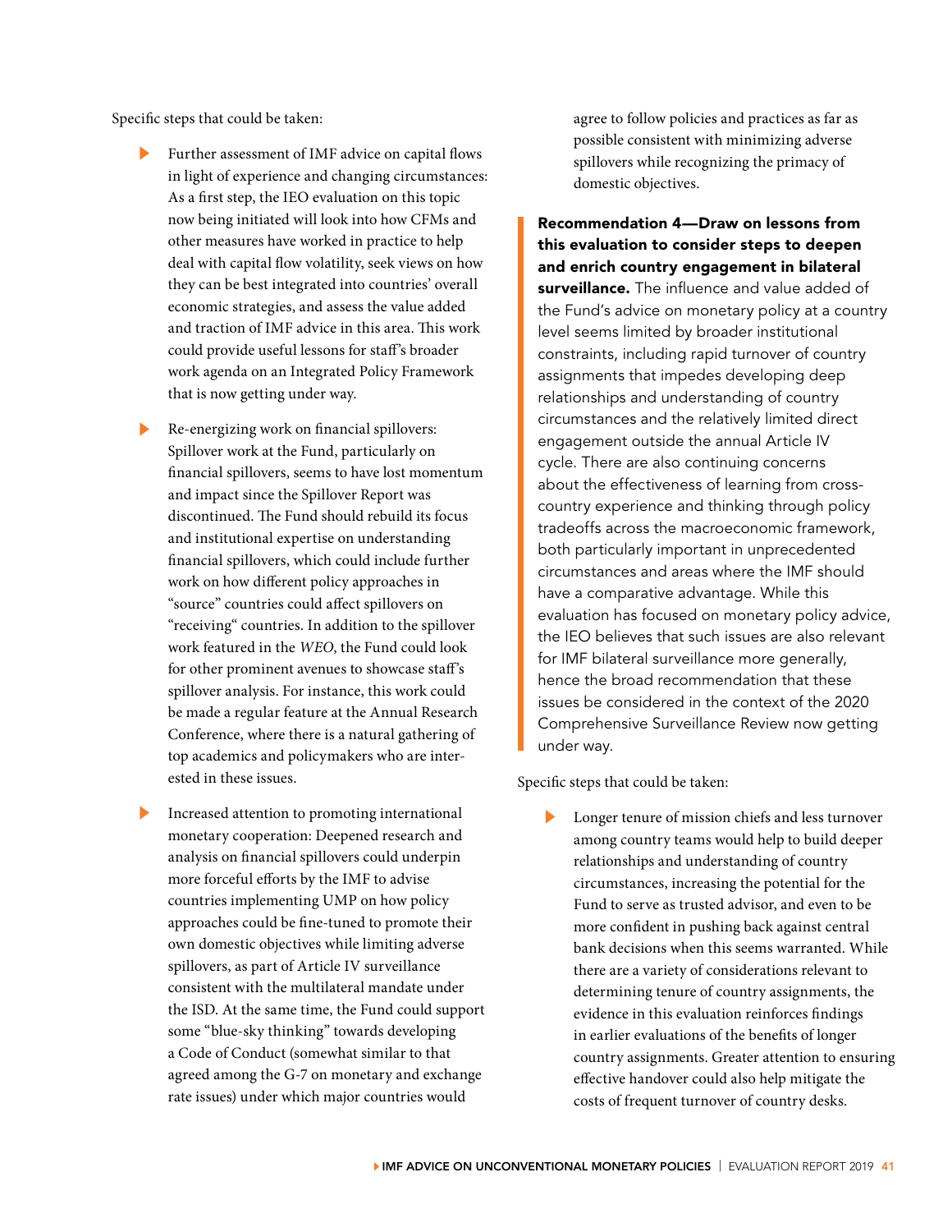Specific steps that could be taken:

- Further assessment of IMF advice on capital flows in light of experience and changing circumstances: As a first step, the IEO evaluation on this topic now being initiated will look into how CFMs and other measures have worked in practice to help deal with capital flow volatility, seek views on how they can be best integrated into countries' overall economic strategies, and assess the value added and traction of IMF advice in this area. This work could provide useful lessons for staff's broader work agenda on an Integrated Policy Framework that is now getting under way.

- Re-energizing work on financial spillovers: Spillover work at the Fund, particularly on financial spillovers, seems to have lost momentum and impact since the Spillover Report was discontinued. The Fund should rebuild its focus and institutional expertise on understanding financial spillovers, which could include further work on how different policy approaches in "source" countries could affect spillovers on "receiving" countries. In addition to the spillover work featured in the *WEO*, the Fund could look for other prominent avenues to showcase staff's spillover analysis. For instance, this work could be made a regular feature at the Annual Research Conference, where there is a natural gathering of top academics and policymakers who are interested in these issues.

- Increased attention to promoting international monetary cooperation: Deepened research and analysis on financial spillovers could underpin more forceful efforts by the IMF to advise countries implementing UMP on how policy approaches could be fine-tuned to promote their own domestic objectives while limiting adverse spillovers, as part of Article IV surveillance consistent with the multilateral mandate under the ISD. At the same time, the Fund could support some "blue-sky thinking" towards developing a Code of Conduct (somewhat similar to that agreed among the G-7 on monetary and exchange rate issues) under which major countries would agree to follow policies and practices as far as possible consistent with minimizing adverse spillovers while recognizing the primacy of domestic objectives.

**Recommendation 4—Draw on lessons from this evaluation to consider steps to deepen and enrich country engagement in bilateral surveillance.** The influence and value added of the Fund's advice on monetary policy at a country level seems limited by broader institutional constraints, including rapid turnover of country assignments that impedes developing deep relationships and understanding of country circumstances and the relatively limited direct engagement outside the annual Article IV cycle. There are also continuing concerns about the effectiveness of learning from cross-country experience and thinking through policy tradeoffs across the macroeconomic framework, both particularly important in unprecedented circumstances and areas where the IMF should have a comparative advantage. While this evaluation has focused on monetary policy advice, the IEO believes that such issues are also relevant for IMF bilateral surveillance more generally, hence the broad recommendation that these issues be considered in the context of the 2020 Comprehensive Surveillance Review now getting under way.

Specific steps that could be taken:

- Longer tenure of mission chiefs and less turnover among country teams would help to build deeper relationships and understanding of country circumstances, increasing the potential for the Fund to serve as trusted advisor, and even to be more confident in pushing back against central bank decisions when this seems warranted. While there are a variety of considerations relevant to determining tenure of country assignments, the evidence in this evaluation reinforces findings in earlier evaluations of the benefits of longer country assignments. Greater attention to ensuring effective handover could also help mitigate the costs of frequent turnover of country desks.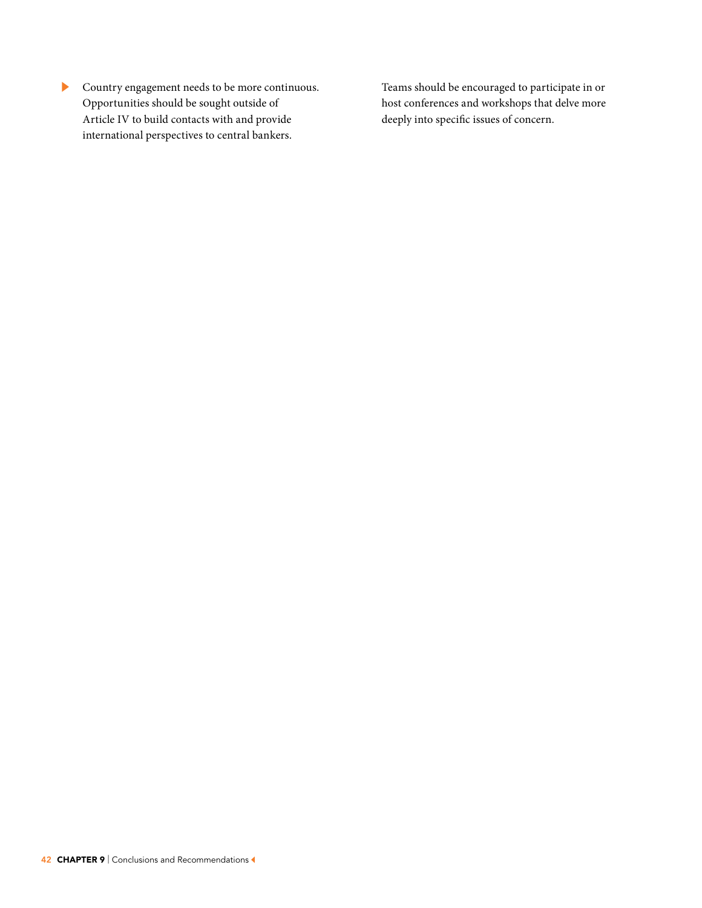- Country engagement needs to be more continuous. Opportunities should be sought outside of Article IV to build contacts with and provide international perspectives to central bankers. Teams should be encouraged to participate in or host conferences and workshops that delve more deeply into specific issues of concern.